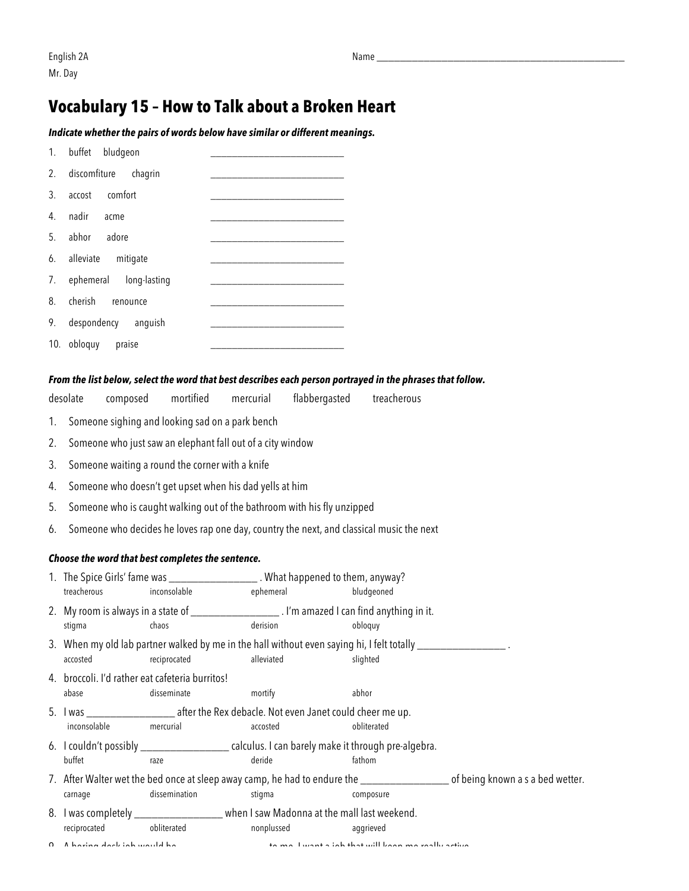English 2A
Mr. Day

Name ______________________________________________

# Vocabulary 15 – How to Talk about a Broken Heart

***Indicate whether the pairs of words below have similar or different meanings.***

1. buffet bludgeon ____________________________
2. discomfiture chagrin ____________________________
3. accost comfort ____________________________
4. nadir acme ____________________________
5. abhor adore ____________________________
6. alleviate mitigate ____________________________
7. ephemeral long-lasting ____________________________
8. cherish renounce ____________________________
9. despondency anguish ____________________________
10. obloquy praise ____________________________

***From the list below, select the word that best describes each person portrayed in the phrases that follow.***

desolate composed mortified mercurial flabbergasted treacherous

1. Someone sighing and looking sad on a park bench
2. Someone who just saw an elephant fall out of a city window
3. Someone waiting a round the corner with a knife
4. Someone who doesn't get upset when his dad yells at him
5. Someone who is caught walking out of the bathroom with his fly unzipped
6. Someone who decides he loves rap one day, country the next, and classical music the next

***Choose the word that best completes the sentence.***

1. The Spice Girls' fame was _________________ . What happened to them, anyway?
   treacherous inconsolable ephemeral bludgeoned
2. My room is always in a state of _________________ . I'm amazed I can find anything in it.
   stigma chaos derision obloquy
3. When my old lab partner walked by me in the hall without even saying hi, I felt totally _________________ .
   accosted reciprocated alleviated slighted
4. broccoli. I'd rather eat cafeteria burritos!
   abase disseminate mortify abhor
5. I was _________________ after the Rex debacle. Not even Janet could cheer me up.
   inconsolable mercurial accosted obliterated
6. I couldn't possibly _________________ calculus. I can barely make it through pre-algebra.
   buffet raze deride fathom
7. After Walter wet the bed once at sleep away camp, he had to endure the _________________ of being known a s a bed wetter.
   carnage dissemination stigma composure
8. I was completely _________________ when I saw Madonna at the mall last weekend.
   reciprocated obliterated nonplussed aggrieved
9. A boring desk job would be _________________ to me. I want a job that will keep me really active.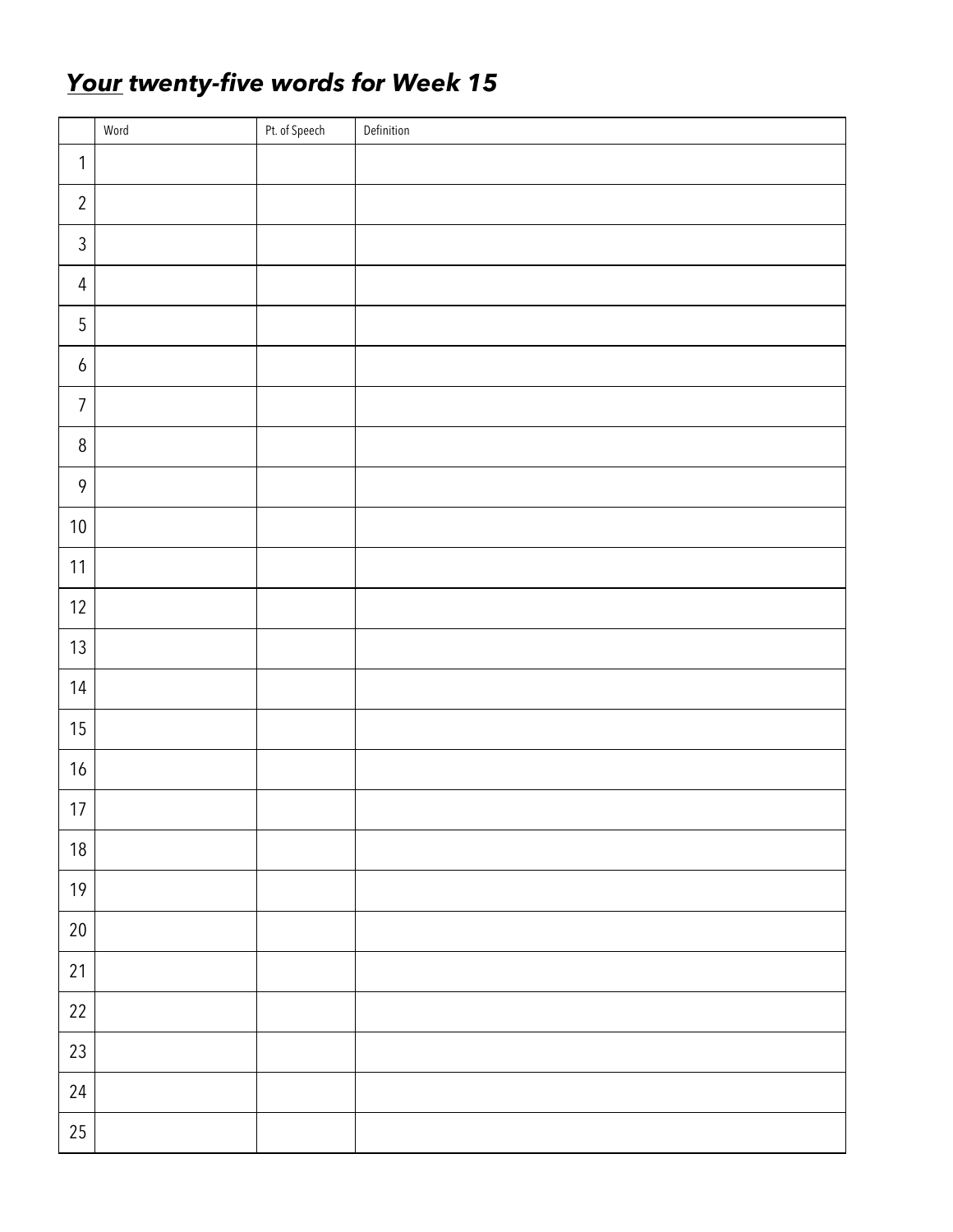## ***<u>Your</u> twenty-five words for Week 15***

| | Word | Pt. of Speech | Definition |
|---|---|---|---|
| 1 | | | |
| 2 | | | |
| 3 | | | |
| 4 | | | |
| 5 | | | |
| 6 | | | |
| 7 | | | |
| 8 | | | |
| 9 | | | |
| 10 | | | |
| 11 | | | |
| 12 | | | |
| 13 | | | |
| 14 | | | |
| 15 | | | |
| 16 | | | |
| 17 | | | |
| 18 | | | |
| 19 | | | |
| 20 | | | |
| 21 | | | |
| 22 | | | |
| 23 | | | |
| 24 | | | |
| 25 | | | |